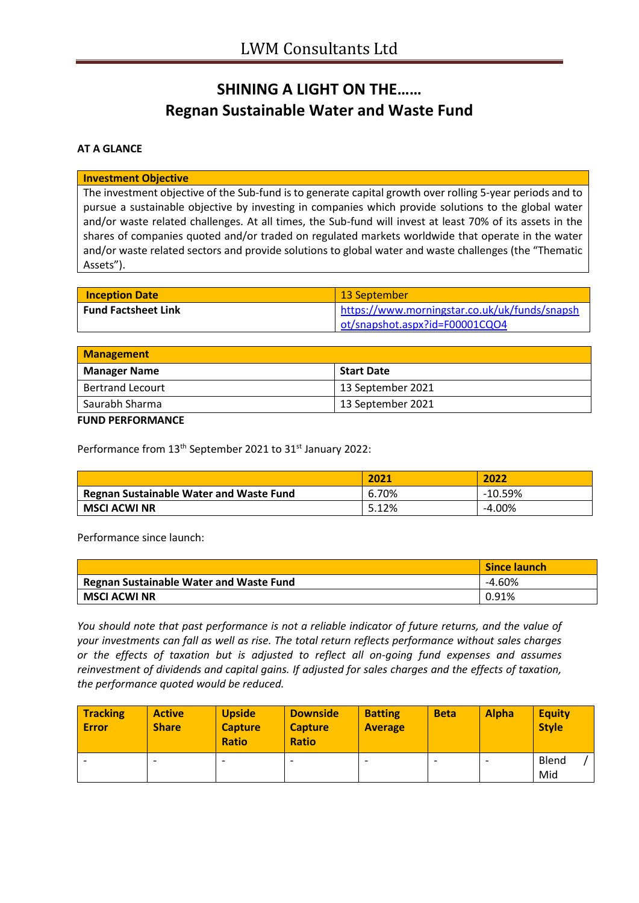# LWM Consultants Ltd

## SHINING A LIGHT ON THE……
## Regnan Sustainable Water and Waste Fund

**AT A GLANCE**

| Investment Objective |
|---|
| The investment objective of the Sub-fund is to generate capital growth over rolling 5-year periods and to pursue a sustainable objective by investing in companies which provide solutions to the global water and/or waste related challenges. At all times, the Sub-fund will invest at least 70% of its assets in the shares of companies quoted and/or traded on regulated markets worldwide that operate in the water and/or waste related sectors and provide solutions to global water and waste challenges (the "Thematic Assets"). |

| Inception Date | 13 September |
|---|---|
| **Fund Factsheet Link** | https://www.morningstar.co.uk/uk/funds/snapshot/snapshot.aspx?id=F00001CQO4 |

| Management | |
|---|---|
| **Manager Name** | **Start Date** |
| Bertrand Lecourt | 13 September 2021 |
| Saurabh Sharma | 13 September 2021 |

**FUND PERFORMANCE**

Performance from 13th September 2021 to 31st January 2022:

| | 2021 | 2022 |
|---|---|---|
| **Regnan Sustainable Water and Waste Fund** | 6.70% | -10.59% |
| **MSCI ACWI NR** | 5.12% | -4.00% |

Performance since launch:

| | Since launch |
|---|---|
| **Regnan Sustainable Water and Waste Fund** | -4.60% |
| **MSCI ACWI NR** | 0.91% |

*You should note that past performance is not a reliable indicator of future returns, and the value of your investments can fall as well as rise. The total return reflects performance without sales charges or the effects of taxation but is adjusted to reflect all on-going fund expenses and assumes reinvestment of dividends and capital gains. If adjusted for sales charges and the effects of taxation, the performance quoted would be reduced.*

| Tracking Error | Active Share | Upside Capture Ratio | Downside Capture Ratio | Batting Average | Beta | Alpha | Equity Style |
|---|---|---|---|---|---|---|---|
| - | - | - | - | - | - | - | Blend / Mid |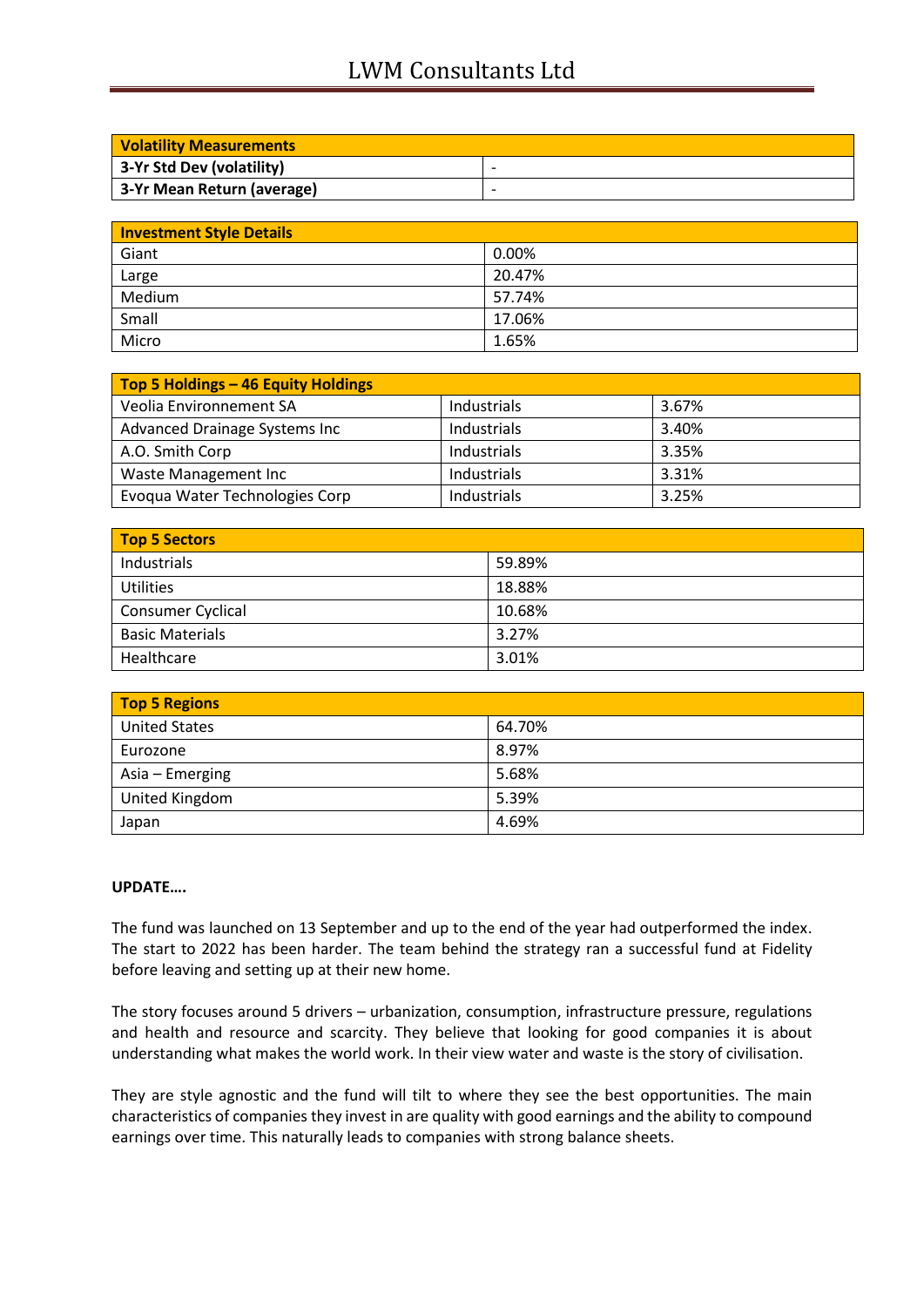| Volatility Measurements | |
|---|---|
| 3-Yr Std Dev (volatility) | - |
| 3-Yr Mean Return (average) | - |

| Investment Style Details | |
|---|---|
| Giant | 0.00% |
| Large | 20.47% |
| Medium | 57.74% |
| Small | 17.06% |
| Micro | 1.65% |

| Top 5 Holdings – 46 Equity Holdings | | |
|---|---|---|
| Veolia Environnement SA | Industrials | 3.67% |
| Advanced Drainage Systems Inc | Industrials | 3.40% |
| A.O. Smith Corp | Industrials | 3.35% |
| Waste Management Inc | Industrials | 3.31% |
| Evoqua Water Technologies Corp | Industrials | 3.25% |

| Top 5 Sectors | |
|---|---|
| Industrials | 59.89% |
| Utilities | 18.88% |
| Consumer Cyclical | 10.68% |
| Basic Materials | 3.27% |
| Healthcare | 3.01% |

| Top 5 Regions | |
|---|---|
| United States | 64.70% |
| Eurozone | 8.97% |
| Asia – Emerging | 5.68% |
| United Kingdom | 5.39% |
| Japan | 4.69% |

**UPDATE….**

The fund was launched on 13 September and up to the end of the year had outperformed the index. The start to 2022 has been harder. The team behind the strategy ran a successful fund at Fidelity before leaving and setting up at their new home.

The story focuses around 5 drivers – urbanization, consumption, infrastructure pressure, regulations and health and resource and scarcity. They believe that looking for good companies it is about understanding what makes the world work. In their view water and waste is the story of civilisation.

They are style agnostic and the fund will tilt to where they see the best opportunities. The main characteristics of companies they invest in are quality with good earnings and the ability to compound earnings over time. This naturally leads to companies with strong balance sheets.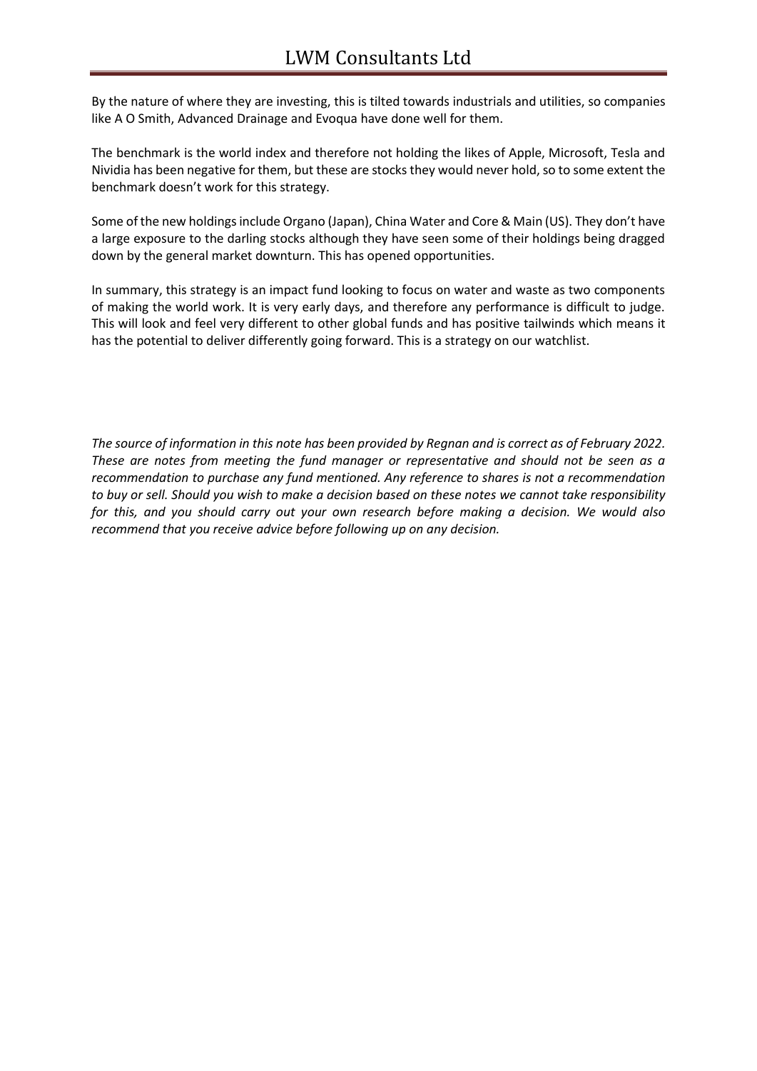By the nature of where they are investing, this is tilted towards industrials and utilities, so companies like A O Smith, Advanced Drainage and Evoqua have done well for them.

The benchmark is the world index and therefore not holding the likes of Apple, Microsoft, Tesla and Nividia has been negative for them, but these are stocks they would never hold, so to some extent the benchmark doesn't work for this strategy.

Some of the new holdings include Organo (Japan), China Water and Core & Main (US). They don't have a large exposure to the darling stocks although they have seen some of their holdings being dragged down by the general market downturn. This has opened opportunities.

In summary, this strategy is an impact fund looking to focus on water and waste as two components of making the world work. It is very early days, and therefore any performance is difficult to judge. This will look and feel very different to other global funds and has positive tailwinds which means it has the potential to deliver differently going forward. This is a strategy on our watchlist.

*The source of information in this note has been provided by Regnan and is correct as of February 2022. These are notes from meeting the fund manager or representative and should not be seen as a recommendation to purchase any fund mentioned. Any reference to shares is not a recommendation to buy or sell. Should you wish to make a decision based on these notes we cannot take responsibility for this, and you should carry out your own research before making a decision. We would also recommend that you receive advice before following up on any decision.*